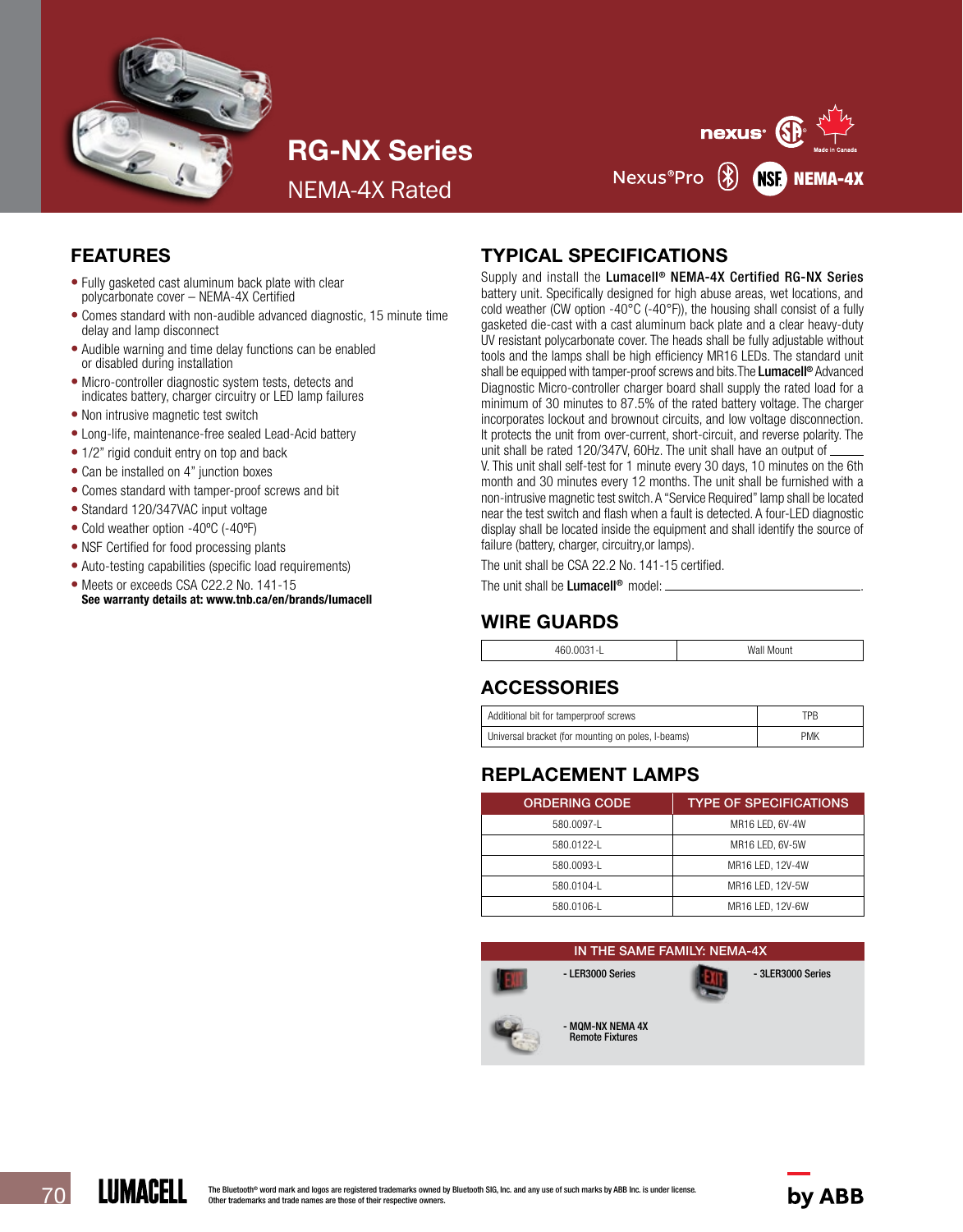# RG-NX Series

NEMA-4X Rated

nexus® Nexus®Pro NSF NEMA-4X Made in Canada

## FEATURES

- Fully gasketed cast aluminum back plate with clear polycarbonate cover – NEMA-4X Certified
- Comes standard with non-audible advanced diagnostic, 15 minute time delay and lamp disconnect
- Audible warning and time delay functions can be enabled or disabled during installation
- Micro-controller diagnostic system tests, detects and indicates battery, charger circuitry or LED lamp failures
- Non intrusive magnetic test switch
- Long-life, maintenance-free sealed Lead-Acid battery
- 1/2" rigid conduit entry on top and back
- Can be installed on 4" junction boxes
- Comes standard with tamper-proof screws and bit
- Standard 120/347VAC input voltage
- Cold weather option -40ºC (-40ºF)
- NSF Certified for food processing plants
- Auto-testing capabilities (specific load requirements)
- Meets or exceeds CSA C22.2 No. 141-15
  **See warranty details at: www.tnb.ca/en/brands/lumacell**

## TYPICAL SPECIFICATIONS

Supply and install the **Lumacell® NEMA-4X Certified RG-NX Series** battery unit. Specifically designed for high abuse areas, wet locations, and cold weather (CW option -40°C (-40°F)), the housing shall consist of a fully gasketed die-cast with a cast aluminum back plate and a clear heavy-duty UV resistant polycarbonate cover. The heads shall be fully adjustable without tools and the lamps shall be high efficiency MR16 LEDs. The standard unit shall be equipped with tamper-proof screws and bits. The **Lumacell®** Advanced Diagnostic Micro-controller charger board shall supply the rated load for a minimum of 30 minutes to 87.5% of the rated battery voltage. The charger incorporates lockout and brownout circuits, and low voltage disconnection. It protects the unit from over-current, short-circuit, and reverse polarity. The unit shall be rated 120/347V, 60Hz. The unit shall have an output of _____ V. This unit shall self-test for 1 minute every 30 days, 10 minutes on the 6th month and 30 minutes every 12 months. The unit shall be furnished with a non-intrusive magnetic test switch. A "Service Required" lamp shall be located near the test switch and flash when a fault is detected. A four-LED diagnostic display shall be located inside the equipment and shall identify the source of failure (battery, charger, circuitry,or lamps).

The unit shall be CSA 22.2 No. 141-15 certified.

The unit shall be **Lumacell®** model: ______________________.

## WIRE GUARDS

| 460.0031-L | Wall Mount |
|---|---|

## ACCESSORIES

| Additional bit for tamperproof screws | TPB |
|---|---|
| Universal bracket (for mounting on poles, I-beams) | PMK |

## REPLACEMENT LAMPS

| ORDERING CODE | TYPE OF SPECIFICATIONS |
|---|---|
| 580.0097-L | MR16 LED, 6V-4W |
| 580.0122-L | MR16 LED, 6V-5W |
| 580.0093-L | MR16 LED, 12V-4W |
| 580.0104-L | MR16 LED, 12V-5W |
| 580.0106-L | MR16 LED, 12V-6W |

## IN THE SAME FAMILY: NEMA-4X

- LER3000 Series
- 3LER3000 Series
- MQM-NX NEMA 4X Remote Fixtures

LUMACELL

The Bluetooth® word mark and logos are registered trademarks owned by Bluetooth SIG, Inc. and any use of such marks by ABB Inc. is under license. Other trademarks and trade names are those of their respective owners.

by ABB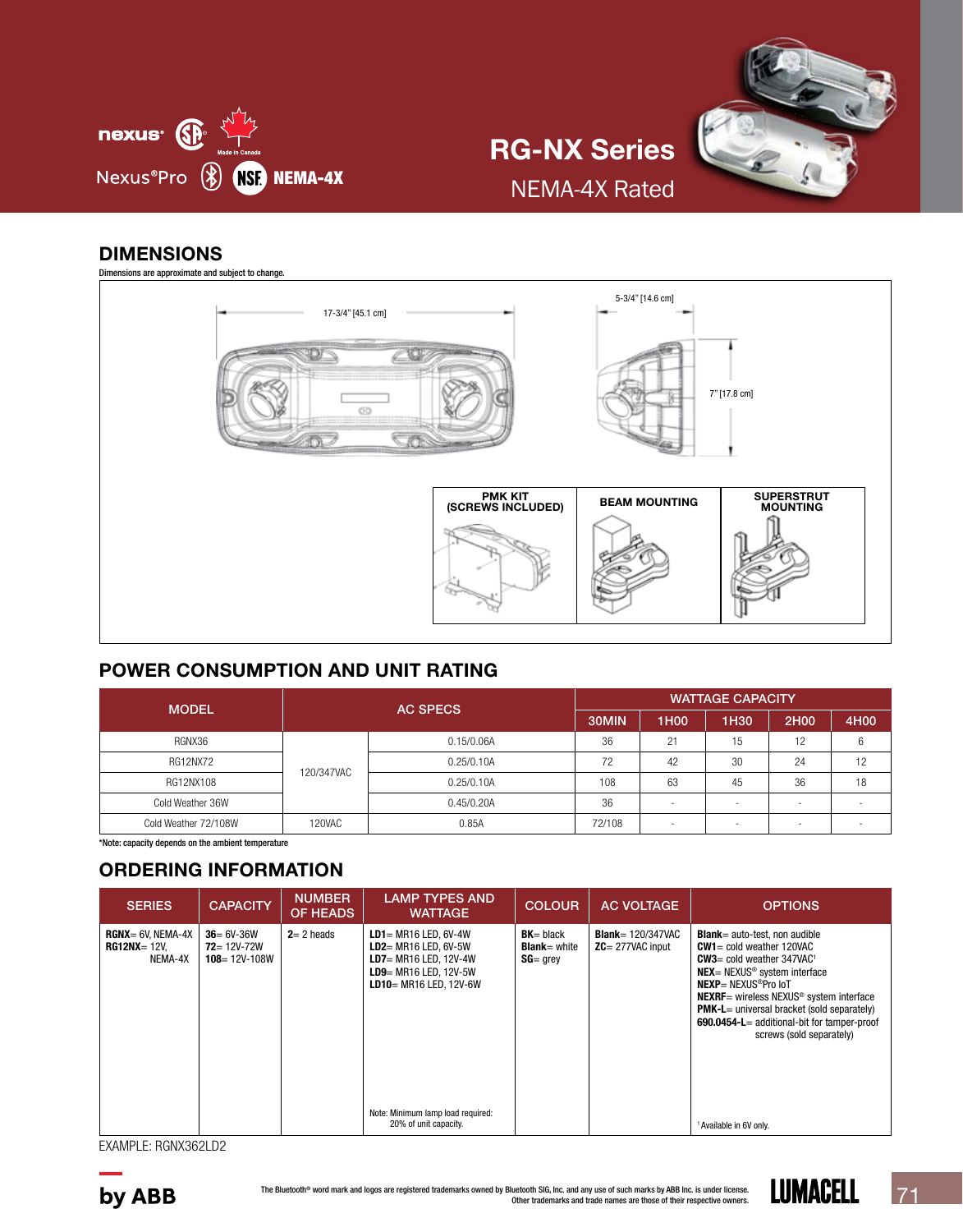nexus® Made in Canada

Nexus®Pro NSF NEMA-4X

# RG-NX Series

NEMA-4X Rated

## DIMENSIONS

Dimensions are approximate and subject to change.

17-3/4" [45.1 cm]

5-3/4" [14.6 cm]

7" [17.8 cm]

PMK KIT (SCREWS INCLUDED)

BEAM MOUNTING

SUPERSTRUT MOUNTING

## POWER CONSUMPTION AND UNIT RATING

| MODEL | AC SPECS | | WATTAGE CAPACITY | | | | |
|---|---|---|---|---|---|---|---|
| | | | 30MIN | 1H00 | 1H30 | 2H00 | 4H00 |
| RGNX36 | 120/347VAC | 0.15/0.06A | 36 | 21 | 15 | 12 | 6 |
| RG12NX72 | 120/347VAC | 0.25/0.10A | 72 | 42 | 30 | 24 | 12 |
| RG12NX108 | 120/347VAC | 0.25/0.10A | 108 | 63 | 45 | 36 | 18 |
| Cold Weather 36W | 120/347VAC | 0.45/0.20A | 36 | - | - | - | - |
| Cold Weather 72/108W | 120VAC | 0.85A | 72/108 | - | - | - | - |

*Note: capacity depends on the ambient temperature

## ORDERING INFORMATION

| SERIES | CAPACITY | NUMBER OF HEADS | LAMP TYPES AND WATTAGE | COLOUR | AC VOLTAGE | OPTIONS |
|---|---|---|---|---|---|---|
| **RGNX**= 6V, NEMA-4X<br>**RG12NX**= 12V, NEMA-4X | **36**= 6V-36W<br>**72**= 12V-72W<br>**108**= 12V-108W | **2**= 2 heads | **LD1**= MR16 LED, 6V-4W<br>**LD2**= MR16 LED, 6V-5W<br>**LD7**= MR16 LED, 12V-4W<br>**LD9**= MR16 LED, 12V-5W<br>**LD10**= MR16 LED, 12V-6W<br><br>Note: Minimum lamp load required: 20% of unit capacity. | **BK**= black<br>**Blank**= white<br>**SG**= grey | **Blank**= 120/347VAC<br>**ZC**= 277VAC input | **Blank**= auto-test, non audible<br>**CW1**= cold weather 120VAC<br>**CW3**= cold weather 347VAC[1]<br>**NEX**= NEXUS® system interface<br>**NEXP**= NEXUS®Pro IoT<br>**NEXRF**= wireless NEXUS® system interface<br>**PMK-L**= universal bracket (sold separately)<br>**690.0454-L**= additional-bit for tamper-proof screws (sold separately)<br><br>[1] Available in 6V only. |

EXAMPLE: RGNX362LD2

by ABB

The Bluetooth® word mark and logos are registered trademarks owned by Bluetooth SIG, Inc. and any use of such marks by ABB Inc. is under license. Other trademarks and trade names are those of their respective owners.

LUMACELL